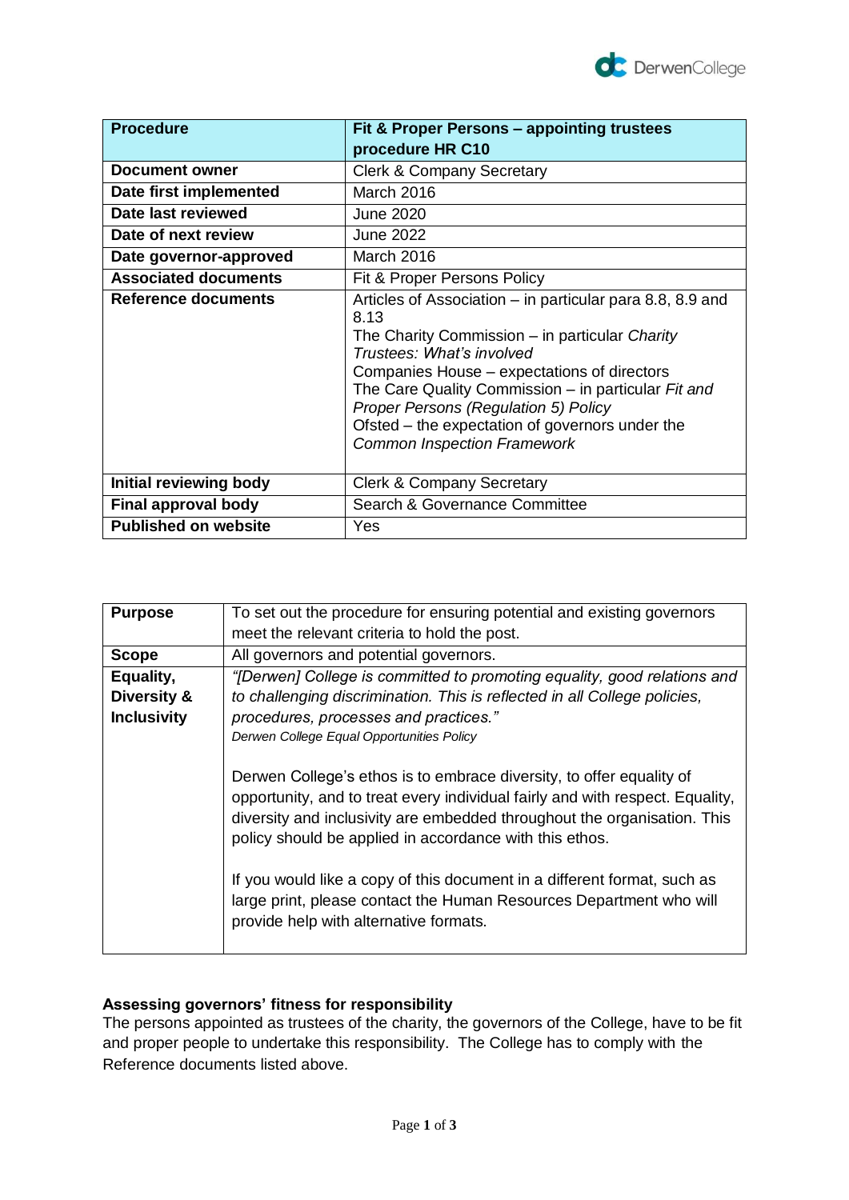| Procedure | Fit & Proper Persons – appointing trustees procedure HR C10 |
|---|---|
| **Document owner** | Clerk & Company Secretary |
| **Date first implemented** | March 2016 |
| **Date last reviewed** | June 2020 |
| **Date of next review** | June 2022 |
| **Date governor-approved** | March 2016 |
| **Associated documents** | Fit & Proper Persons Policy |
| **Reference documents** | Articles of Association – in particular para 8.8, 8.9 and 8.13<br>The Charity Commission – in particular *Charity Trustees: What's involved*<br>Companies House – expectations of directors<br>The Care Quality Commission – in particular *Fit and Proper Persons (Regulation 5) Policy*<br>Ofsted – the expectation of governors under the *Common Inspection Framework* |
| **Initial reviewing body** | Clerk & Company Secretary |
| **Final approval body** | Search & Governance Committee |
| **Published on website** | Yes |

| Purpose | To set out the procedure for ensuring potential and existing governors meet the relevant criteria to hold the post. |
|---|---|
| **Scope** | All governors and potential governors. |
| **Equality, Diversity & Inclusivity** | *"[Derwen] College is committed to promoting equality, good relations and to challenging discrimination. This is reflected in all College policies, procedures, processes and practices."*<br>*Derwen College Equal Opportunities Policy*<br><br>Derwen College's ethos is to embrace diversity, to offer equality of opportunity, and to treat every individual fairly and with respect. Equality, diversity and inclusivity are embedded throughout the organisation. This policy should be applied in accordance with this ethos.<br><br>If you would like a copy of this document in a different format, such as large print, please contact the Human Resources Department who will provide help with alternative formats. |

**Assessing governors' fitness for responsibility**

The persons appointed as trustees of the charity, the governors of the College, have to be fit and proper people to undertake this responsibility. The College has to comply with the Reference documents listed above.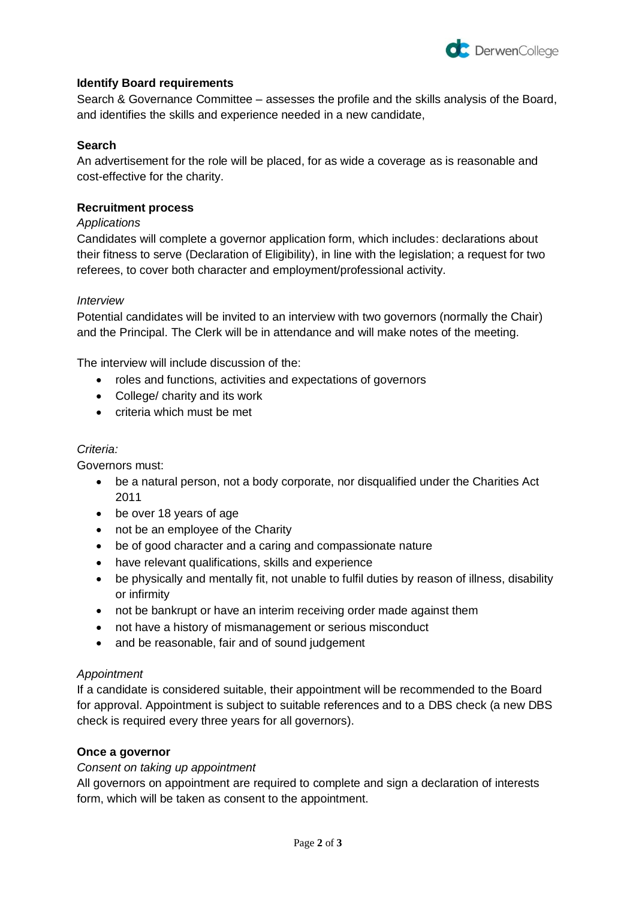**Identify Board requirements**

Search & Governance Committee – assesses the profile and the skills analysis of the Board, and identifies the skills and experience needed in a new candidate,

**Search**

An advertisement for the role will be placed, for as wide a coverage as is reasonable and cost-effective for the charity.

**Recruitment process**

*Applications*

Candidates will complete a governor application form, which includes: declarations about their fitness to serve (Declaration of Eligibility), in line with the legislation; a request for two referees, to cover both character and employment/professional activity.

*Interview*

Potential candidates will be invited to an interview with two governors (normally the Chair) and the Principal. The Clerk will be in attendance and will make notes of the meeting.

The interview will include discussion of the:

- roles and functions, activities and expectations of governors
- College/ charity and its work
- criteria which must be met

*Criteria:*

Governors must:

- be a natural person, not a body corporate, nor disqualified under the Charities Act 2011
- be over 18 years of age
- not be an employee of the Charity
- be of good character and a caring and compassionate nature
- have relevant qualifications, skills and experience
- be physically and mentally fit, not unable to fulfil duties by reason of illness, disability or infirmity
- not be bankrupt or have an interim receiving order made against them
- not have a history of mismanagement or serious misconduct
- and be reasonable, fair and of sound judgement

*Appointment*

If a candidate is considered suitable, their appointment will be recommended to the Board for approval. Appointment is subject to suitable references and to a DBS check (a new DBS check is required every three years for all governors).

**Once a governor**

*Consent on taking up appointment*

All governors on appointment are required to complete and sign a declaration of interests form, which will be taken as consent to the appointment.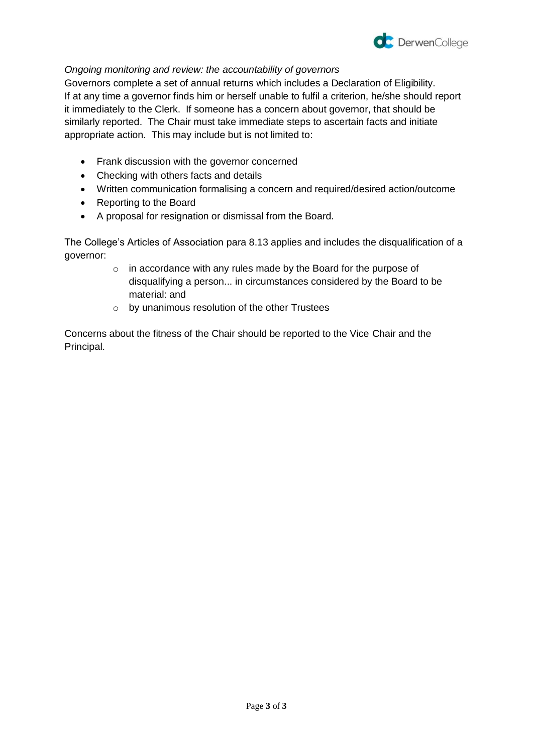*Ongoing monitoring and review: the accountability of governors*

Governors complete a set of annual returns which includes a Declaration of Eligibility. If at any time a governor finds him or herself unable to fulfil a criterion, he/she should report it immediately to the Clerk. If someone has a concern about governor, that should be similarly reported. The Chair must take immediate steps to ascertain facts and initiate appropriate action. This may include but is not limited to:

- Frank discussion with the governor concerned
- Checking with others facts and details
- Written communication formalising a concern and required/desired action/outcome
- Reporting to the Board
- A proposal for resignation or dismissal from the Board.

The College's Articles of Association para 8.13 applies and includes the disqualification of a governor:

- in accordance with any rules made by the Board for the purpose of disqualifying a person... in circumstances considered by the Board to be material: and
- by unanimous resolution of the other Trustees

Concerns about the fitness of the Chair should be reported to the Vice Chair and the Principal.